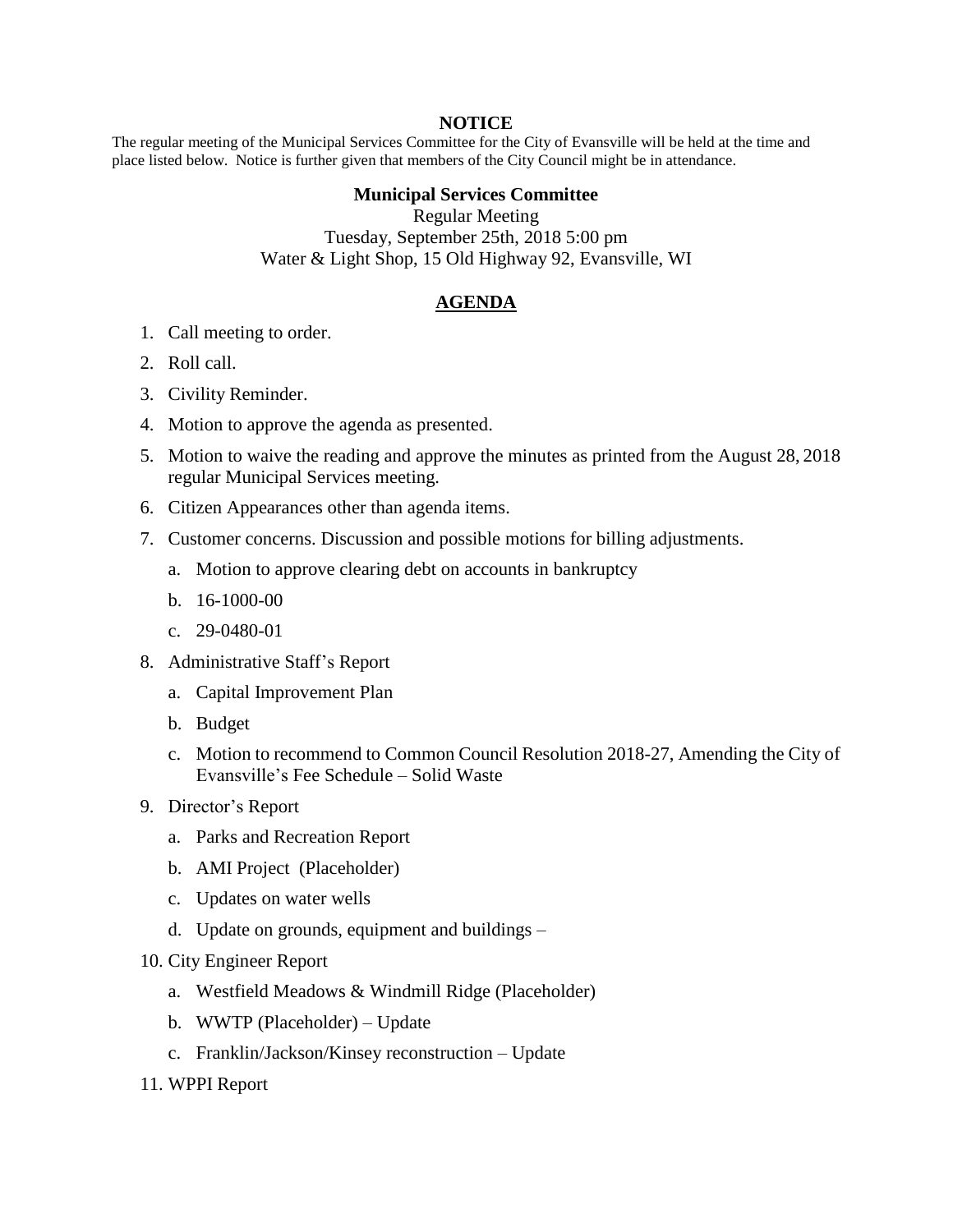**NOTICE**

The regular meeting of the Municipal Services Committee for the City of Evansville will be held at the time and place listed below. Notice is further given that members of the City Council might be in attendance.

**Municipal Services Committee**

Regular Meeting

Tuesday, September 25th, 2018 5:00 pm

Water & Light Shop, 15 Old Highway 92, Evansville, WI

## AGENDA

1. Call meeting to order.
2. Roll call.
3. Civility Reminder.
4. Motion to approve the agenda as presented.
5. Motion to waive the reading and approve the minutes as printed from the August 28, 2018 regular Municipal Services meeting.
6. Citizen Appearances other than agenda items.
7. Customer concerns. Discussion and possible motions for billing adjustments.
   a. Motion to approve clearing debt on accounts in bankruptcy
   b. 16-1000-00
   c. 29-0480-01
8. Administrative Staff's Report
   a. Capital Improvement Plan
   b. Budget
   c. Motion to recommend to Common Council Resolution 2018-27, Amending the City of Evansville's Fee Schedule – Solid Waste
9. Director's Report
   a. Parks and Recreation Report
   b. AMI Project (Placeholder)
   c. Updates on water wells
   d. Update on grounds, equipment and buildings –
10. City Engineer Report
    a. Westfield Meadows & Windmill Ridge (Placeholder)
    b. WWTP (Placeholder) – Update
    c. Franklin/Jackson/Kinsey reconstruction – Update
11. WPPI Report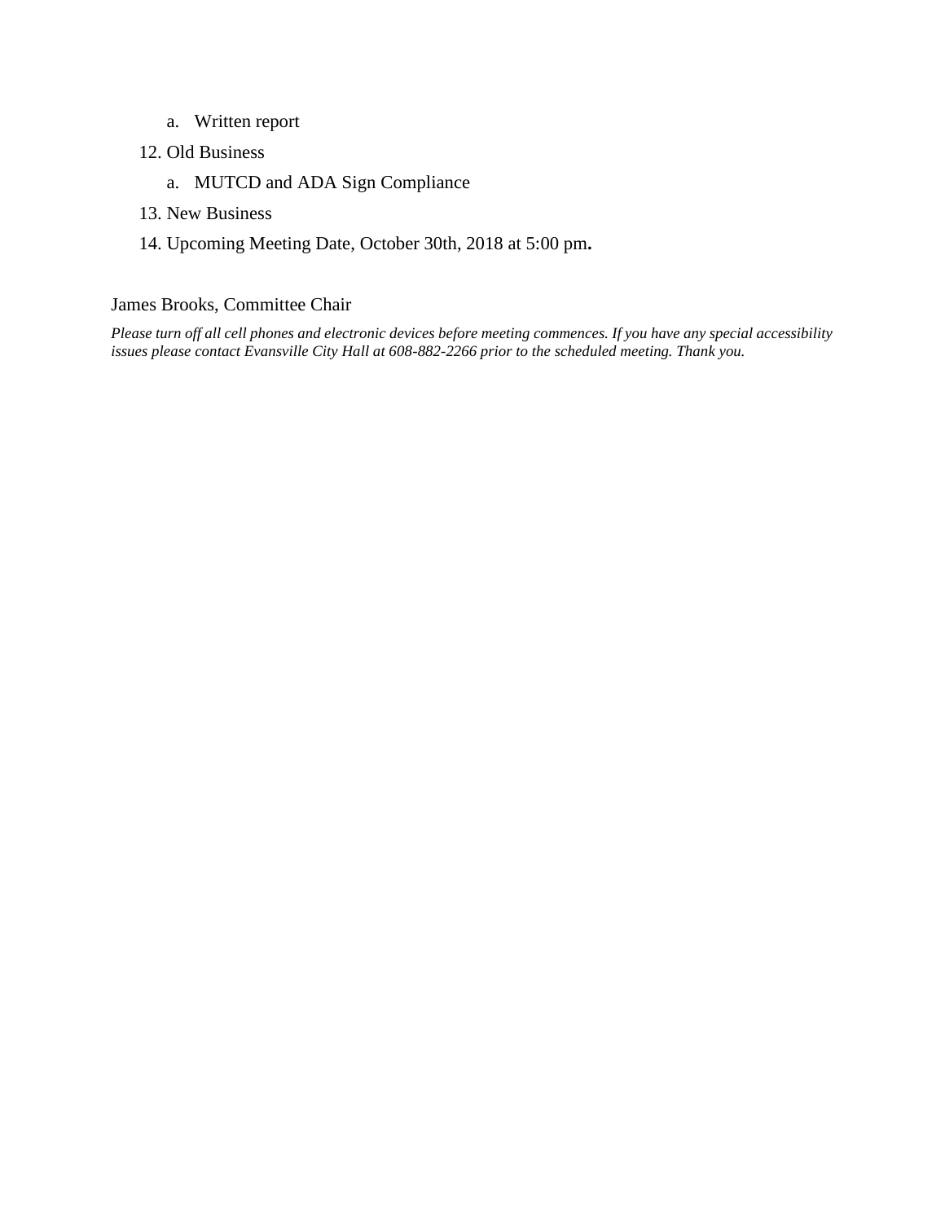a. Written report

12. Old Business
    a. MUTCD and ADA Sign Compliance
13. New Business
14. Upcoming Meeting Date, October 30th, 2018 at 5:00 pm**.**

James Brooks, Committee Chair

*Please turn off all cell phones and electronic devices before meeting commences. If you have any special accessibility issues please contact Evansville City Hall at 608-882-2266 prior to the scheduled meeting. Thank you.*